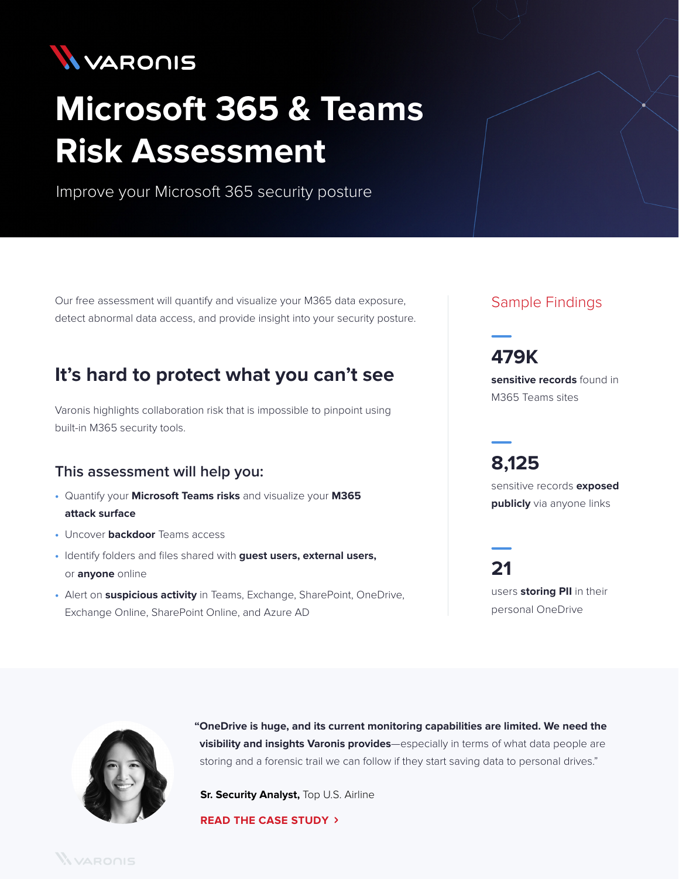# Microsoft 365 & Teams Risk Assessment

Improve your Microsoft 365 security posture

Our free assessment will quantify and visualize your M365 data exposure, detect abnormal data access, and provide insight into your security posture.

## It's hard to protect what you can't see

Varonis highlights collaboration risk that is impossible to pinpoint using built-in M365 security tools.

### This assessment will help you:

- Quantify your **Microsoft Teams risks** and visualize your **M365 attack surface**
- Uncover **backdoor** Teams access
- Identify folders and files shared with **guest users, external users,** or **anyone** online
- Alert on **suspicious activity** in Teams, Exchange, SharePoint, OneDrive, Exchange Online, SharePoint Online, and Azure AD

## Sample Findings

**479K**

**sensitive records** found in M365 Teams sites

**8,125**

sensitive records **exposed publicly** via anyone links

**21**

users **storing PII** in their personal OneDrive

**"OneDrive is huge, and its current monitoring capabilities are limited. We need the visibility and insights Varonis provides**—especially in terms of what data people are storing and a forensic trail we can follow if they start saving data to personal drives."

**Sr. Security Analyst,** Top U.S. Airline

**READ THE CASE STUDY ›**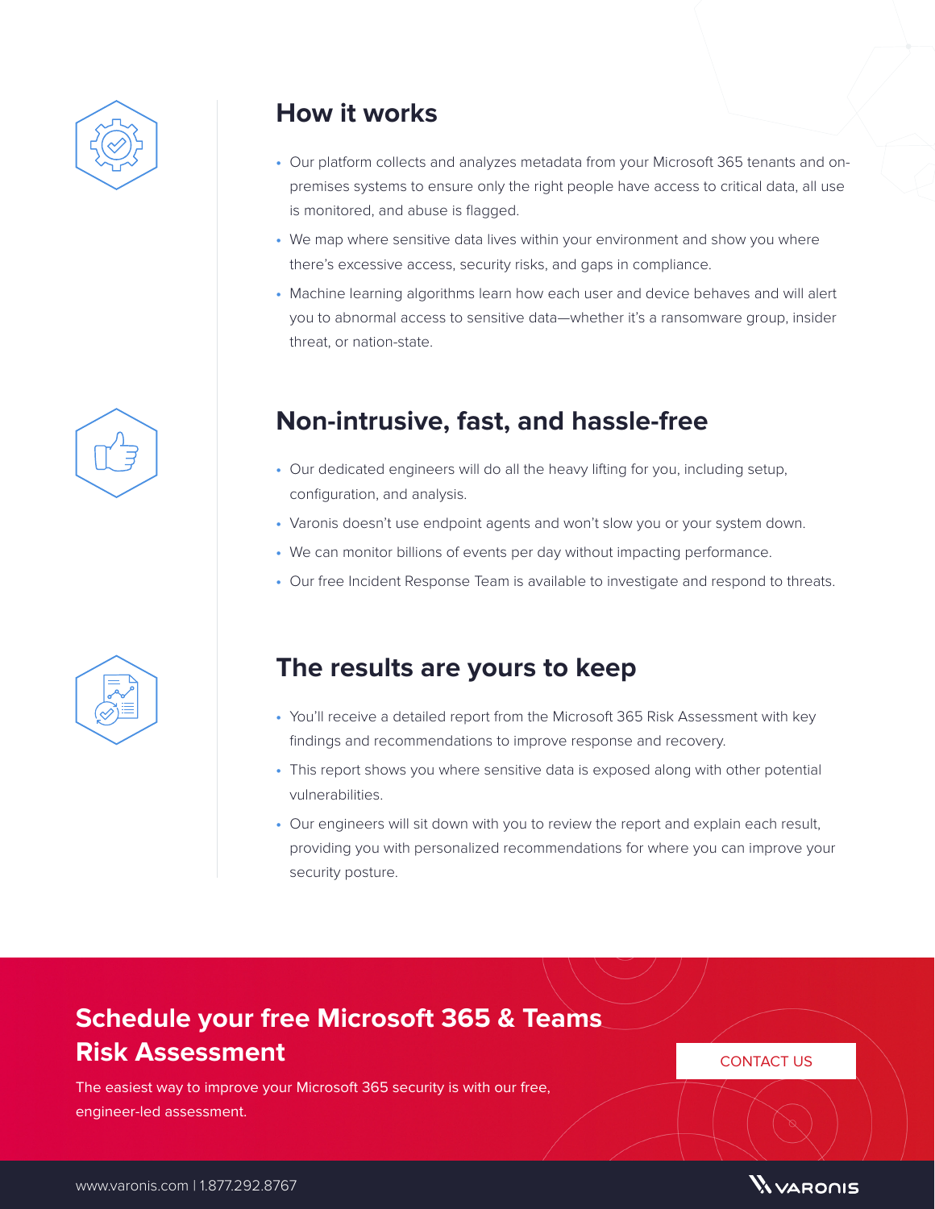## How it works

- Our platform collects and analyzes metadata from your Microsoft 365 tenants and on-premises systems to ensure only the right people have access to critical data, all use is monitored, and abuse is flagged.
- We map where sensitive data lives within your environment and show you where there's excessive access, security risks, and gaps in compliance.
- Machine learning algorithms learn how each user and device behaves and will alert you to abnormal access to sensitive data—whether it's a ransomware group, insider threat, or nation-state.

## Non-intrusive, fast, and hassle-free

- Our dedicated engineers will do all the heavy lifting for you, including setup, configuration, and analysis.
- Varonis doesn't use endpoint agents and won't slow you or your system down.
- We can monitor billions of events per day without impacting performance.
- Our free Incident Response Team is available to investigate and respond to threats.

## The results are yours to keep

- You'll receive a detailed report from the Microsoft 365 Risk Assessment with key findings and recommendations to improve response and recovery.
- This report shows you where sensitive data is exposed along with other potential vulnerabilities.
- Our engineers will sit down with you to review the report and explain each result, providing you with personalized recommendations for where you can improve your security posture.

## Schedule your free Microsoft 365 & Teams Risk Assessment

The easiest way to improve your Microsoft 365 security is with our free, engineer-led assessment.

CONTACT US

www.varonis.com | 1.877.292.8767

VARONIS